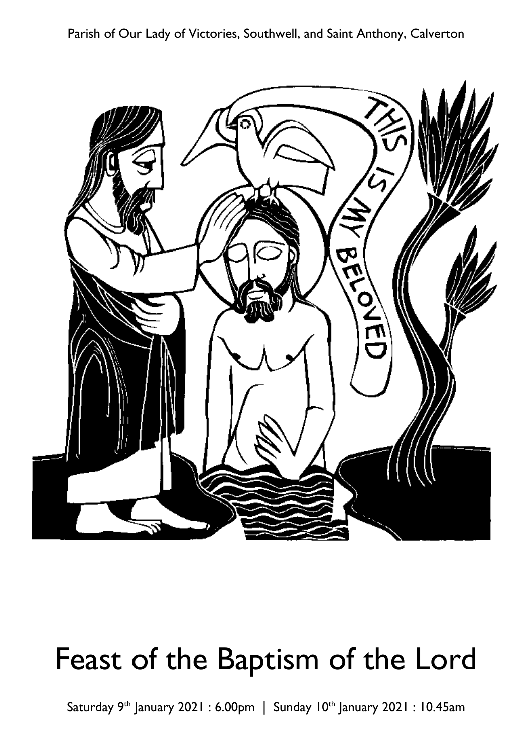Parish of Our Lady of Victories, Southwell, and Saint Anthony, Calverton

# Feast of the Baptism of the Lord

Saturday 9th January 2021 : 6.00pm | Sunday 10th January 2021 : 10.45am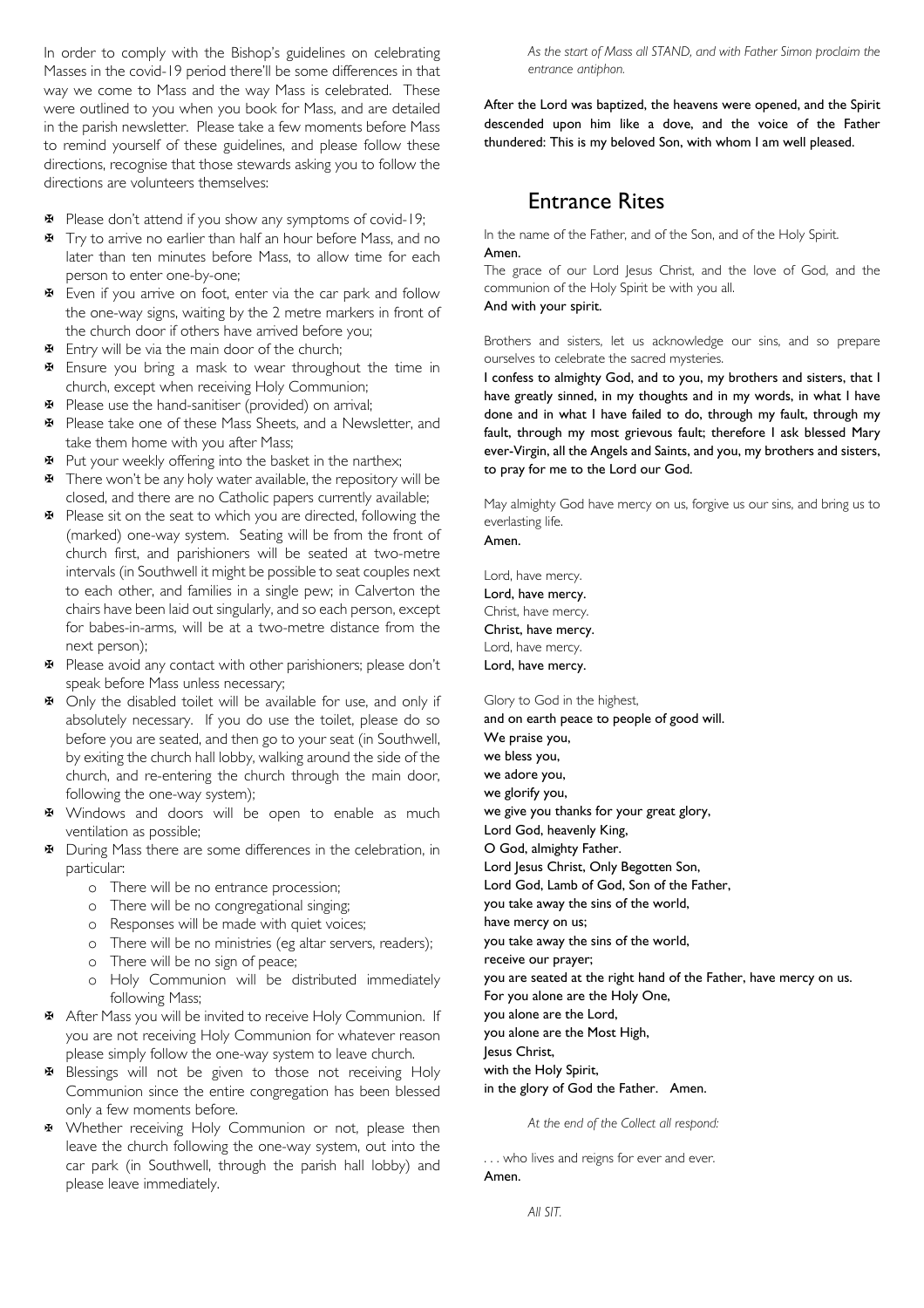In order to comply with the Bishop's guidelines on celebrating Masses in the covid-19 period there'll be some differences in that way we come to Mass and the way Mass is celebrated. These were outlined to you when you book for Mass, and are detailed in the parish newsletter. Please take a few moments before Mass to remind yourself of these guidelines, and please follow these directions, recognise that those stewards asking you to follow the directions are volunteers themselves:

- Please don't attend if you show any symptoms of covid-19;
- Try to arrive no earlier than half an hour before Mass, and no later than ten minutes before Mass, to allow time for each person to enter one-by-one;
- Even if you arrive on foot, enter via the car park and follow the one-way signs, waiting by the 2 metre markers in front of the church door if others have arrived before you;
- Entry will be via the main door of the church;
- Ensure you bring a mask to wear throughout the time in church, except when receiving Holy Communion;
- Please use the hand-sanitiser (provided) on arrival;
- Please take one of these Mass Sheets, and a Newsletter, and take them home with you after Mass;
- Put your weekly offering into the basket in the narthex;
- There won't be any holy water available, the repository will be closed, and there are no Catholic papers currently available;
- Please sit on the seat to which you are directed, following the (marked) one-way system. Seating will be from the front of church first, and parishioners will be seated at two-metre intervals (in Southwell it might be possible to seat couples next to each other, and families in a single pew; in Calverton the chairs have been laid out singularly, and so each person, except for babes-in-arms, will be at a two-metre distance from the next person);
- Please avoid any contact with other parishioners; please don't speak before Mass unless necessary;
- Only the disabled toilet will be available for use, and only if absolutely necessary. If you do use the toilet, please do so before you are seated, and then go to your seat (in Southwell, by exiting the church hall lobby, walking around the side of the church, and re-entering the church through the main door, following the one-way system);
- Windows and doors will be open to enable as much ventilation as possible;
- During Mass there are some differences in the celebration, in particular:
  - There will be no entrance procession;
  - There will be no congregational singing;
  - Responses will be made with quiet voices;
  - There will be no ministries (eg altar servers, readers);
  - There will be no sign of peace;
  - Holy Communion will be distributed immediately following Mass;
- After Mass you will be invited to receive Holy Communion. If you are not receiving Holy Communion for whatever reason please simply follow the one-way system to leave church.
- Blessings will not be given to those not receiving Holy Communion since the entire congregation has been blessed only a few moments before.
- Whether receiving Holy Communion or not, please then leave the church following the one-way system, out into the car park (in Southwell, through the parish hall lobby) and please leave immediately.

*As the start of Mass all STAND, and with Father Simon proclaim the entrance antiphon.*

**After the Lord was baptized, the heavens were opened, and the Spirit descended upon him like a dove, and the voice of the Father thundered: This is my beloved Son, with whom I am well pleased.**

## Entrance Rites

In the name of the Father, and of the Son, and of the Holy Spirit.
**Amen.**

The grace of our Lord Jesus Christ, and the love of God, and the communion of the Holy Spirit be with you all.
**And with your spirit.**

Brothers and sisters, let us acknowledge our sins, and so prepare ourselves to celebrate the sacred mysteries.

**I confess to almighty God, and to you, my brothers and sisters, that I have greatly sinned, in my thoughts and in my words, in what I have done and in what I have failed to do, through my fault, through my fault, through my most grievous fault; therefore I ask blessed Mary ever-Virgin, all the Angels and Saints, and you, my brothers and sisters, to pray for me to the Lord our God.**

May almighty God have mercy on us, forgive us our sins, and bring us to everlasting life.
**Amen.**

Lord, have mercy.
**Lord, have mercy.**
Christ, have mercy.
**Christ, have mercy.**
Lord, have mercy.
**Lord, have mercy.**

Glory to God in the highest,
**and on earth peace to people of good will.**
**We praise you,**
**we bless you,**
**we adore you,**
**we glorify you,**
**we give you thanks for your great glory,**
**Lord God, heavenly King,**
**O God, almighty Father.**
**Lord Jesus Christ, Only Begotten Son,**
**Lord God, Lamb of God, Son of the Father,**
**you take away the sins of the world,**
**have mercy on us;**
**you take away the sins of the world,**
**receive our prayer;**
**you are seated at the right hand of the Father, have mercy on us.**
**For you alone are the Holy One,**
**you alone are the Lord,**
**you alone are the Most High,**
**Jesus Christ,**
**with the Holy Spirit,**
**in the glory of God the Father. Amen.**

*At the end of the Collect all respond:*

. . . who lives and reigns for ever and ever.
**Amen.**

*All SIT.*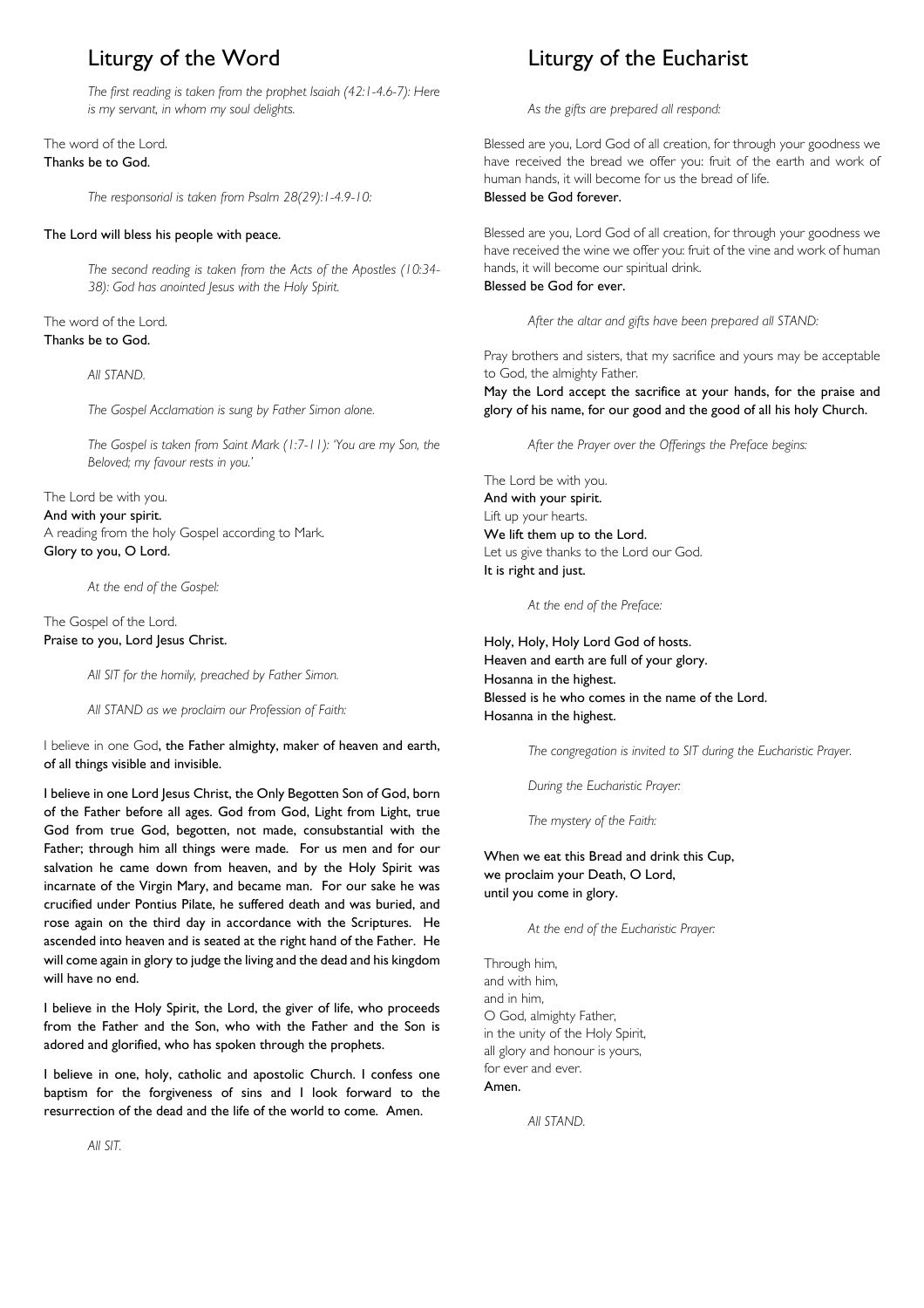# Liturgy of the Word

*The first reading is taken from the prophet Isaiah (42:1-4.6-7): Here is my servant, in whom my soul delights.*

The word of the Lord.
**Thanks be to God.**

*The responsorial is taken from Psalm 28(29):1-4.9-10:*

**The Lord will bless his people with peace.**

*The second reading is taken from the Acts of the Apostles (10:34-38): God has anointed Jesus with the Holy Spirit.*

The word of the Lord.
**Thanks be to God.**

*All STAND.*

*The Gospel Acclamation is sung by Father Simon alone.*

*The Gospel is taken from Saint Mark (1:7-11): 'You are my Son, the Beloved; my favour rests in you.'*

The Lord be with you.
**And with your spirit.**
A reading from the holy Gospel according to Mark.
**Glory to you, O Lord.**

*At the end of the Gospel:*

The Gospel of the Lord.
**Praise to you, Lord Jesus Christ.**

*All SIT for the homily, preached by Father Simon.*

*All STAND as we proclaim our Profession of Faith:*

I believe in one God, **the Father almighty, maker of heaven and earth, of all things visible and invisible.**

**I believe in one Lord Jesus Christ, the Only Begotten Son of God, born of the Father before all ages. God from God, Light from Light, true God from true God, begotten, not made, consubstantial with the Father; through him all things were made. For us men and for our salvation he came down from heaven, and by the Holy Spirit was incarnate of the Virgin Mary, and became man. For our sake he was crucified under Pontius Pilate, he suffered death and was buried, and rose again on the third day in accordance with the Scriptures. He ascended into heaven and is seated at the right hand of the Father. He will come again in glory to judge the living and the dead and his kingdom will have no end.**

**I believe in the Holy Spirit, the Lord, the giver of life, who proceeds from the Father and the Son, who with the Father and the Son is adored and glorified, who has spoken through the prophets.**

**I believe in one, holy, catholic and apostolic Church. I confess one baptism for the forgiveness of sins and I look forward to the resurrection of the dead and the life of the world to come. Amen.**

*All SIT.*

# Liturgy of the Eucharist

*As the gifts are prepared all respond:*

Blessed are you, Lord God of all creation, for through your goodness we have received the bread we offer you: fruit of the earth and work of human hands, it will become for us the bread of life.
**Blessed be God forever.**

Blessed are you, Lord God of all creation, for through your goodness we have received the wine we offer you: fruit of the vine and work of human hands, it will become our spiritual drink.
**Blessed be God for ever.**

*After the altar and gifts have been prepared all STAND:*

Pray brothers and sisters, that my sacrifice and yours may be acceptable to God, the almighty Father.
**May the Lord accept the sacrifice at your hands, for the praise and glory of his name, for our good and the good of all his holy Church.**

*After the Prayer over the Offerings the Preface begins:*

The Lord be with you.
**And with your spirit.**
Lift up your hearts.
**We lift them up to the Lord.**
Let us give thanks to the Lord our God.
**It is right and just.**

*At the end of the Preface:*

**Holy, Holy, Holy Lord God of hosts.**
**Heaven and earth are full of your glory.**
**Hosanna in the highest.**
**Blessed is he who comes in the name of the Lord.**
**Hosanna in the highest.**

*The congregation is invited to SIT during the Eucharistic Prayer.*

*During the Eucharistic Prayer:*

*The mystery of the Faith:*

**When we eat this Bread and drink this Cup,**
**we proclaim your Death, O Lord,**
**until you come in glory.**

*At the end of the Eucharistic Prayer:*

Through him,
and with him,
and in him,
O God, almighty Father,
in the unity of the Holy Spirit,
all glory and honour is yours,
for ever and ever.
**Amen.**

*All STAND.*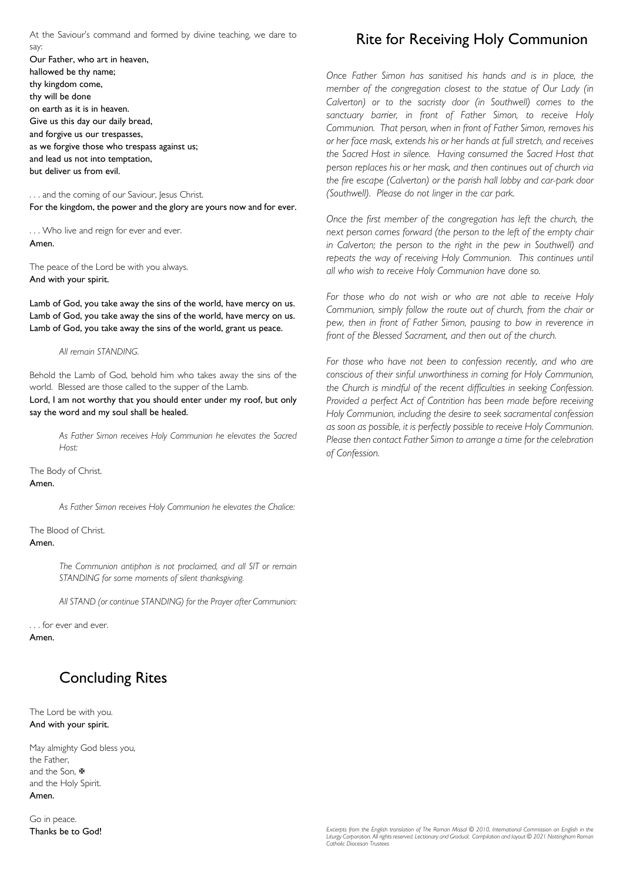At the Saviour's command and formed by divine teaching, we dare to say:

**Our Father, who art in heaven,**
**hallowed be thy name;**
**thy kingdom come,**
**thy will be done**
**on earth as it is in heaven.**
**Give us this day our daily bread,**
**and forgive us our trespasses,**
**as we forgive those who trespass against us;**
**and lead us not into temptation,**
**but deliver us from evil.**

. . . and the coming of our Saviour, Jesus Christ.
**For the kingdom, the power and the glory are yours now and for ever.**

. . . Who live and reign for ever and ever.
**Amen.**

The peace of the Lord be with you always.
**And with your spirit.**

**Lamb of God, you take away the sins of the world, have mercy on us.**
**Lamb of God, you take away the sins of the world, have mercy on us.**
**Lamb of God, you take away the sins of the world, grant us peace.**

*All remain STANDING.*

Behold the Lamb of God, behold him who takes away the sins of the world. Blessed are those called to the supper of the Lamb.
**Lord, I am not worthy that you should enter under my roof, but only say the word and my soul shall be healed.**

*As Father Simon receives Holy Communion he elevates the Sacred Host:*

The Body of Christ.
**Amen.**

*As Father Simon receives Holy Communion he elevates the Chalice:*

The Blood of Christ.
**Amen.**

*The Communion antiphon is not proclaimed, and all SIT or remain STANDING for some moments of silent thanksgiving.*

*All STAND (or continue STANDING) for the Prayer after Communion:*

. . . for ever and ever.
**Amen.**

## Concluding Rites

The Lord be with you.
**And with your spirit.**

May almighty God bless you,
the Father,
and the Son, ✠
and the Holy Spirit.
**Amen.**

Go in peace.
**Thanks be to God!**

## Rite for Receiving Holy Communion

*Once Father Simon has sanitised his hands and is in place, the member of the congregation closest to the statue of Our Lady (in Calverton) or to the sacristy door (in Southwell) comes to the sanctuary barrier, in front of Father Simon, to receive Holy Communion. That person, when in front of Father Simon, removes his or her face mask, extends his or her hands at full stretch, and receives the Sacred Host in silence. Having consumed the Sacred Host that person replaces his or her mask, and then continues out of church via the fire escape (Calverton) or the parish hall lobby and car-park door (Southwell). Please do not linger in the car park.*

*Once the first member of the congregation has left the church, the next person comes forward (the person to the left of the empty chair in Calverton; the person to the right in the pew in Southwell) and repeats the way of receiving Holy Communion. This continues until all who wish to receive Holy Communion have done so.*

*For those who do not wish or who are not able to receive Holy Communion, simply follow the route out of church, from the chair or pew, then in front of Father Simon, pausing to bow in reverence in front of the Blessed Sacrament, and then out of the church.*

*For those who have not been to confession recently, and who are conscious of their sinful unworthiness in coming for Holy Communion, the Church is mindful of the recent difficulties in seeking Confession. Provided a perfect Act of Contrition has been made before receiving Holy Communion, including the desire to seek sacramental confession as soon as possible, it is perfectly possible to receive Holy Communion. Please then contact Father Simon to arrange a time for the celebration of Confession.*

*Excerpts from the English translation of The Roman Missal © 2010, International Commission on English in the Liturgy Corporation. All rights reserved. Lectionary and Gradual. Compilation and layout © 2021 Nottingham Roman Catholic Diocesan Trustees*